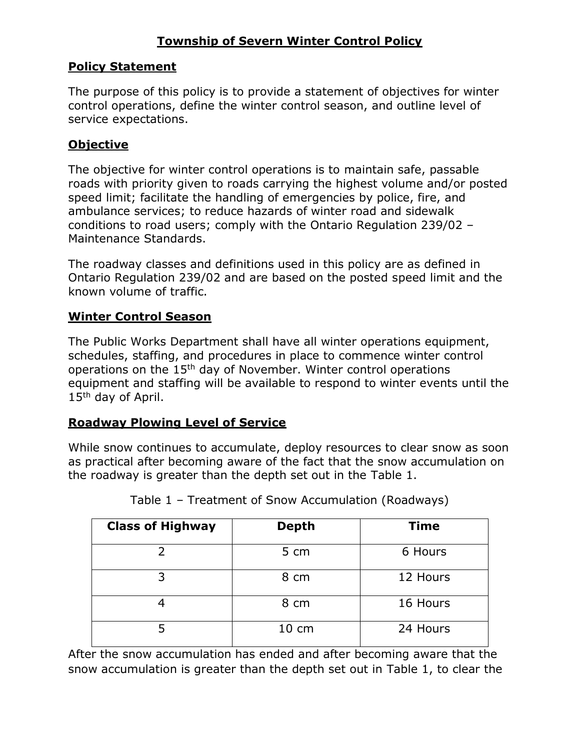# Township of Severn Winter Control Policy

## Policy Statement

The purpose of this policy is to provide a statement of objectives for winter control operations, define the winter control season, and outline level of service expectations.

## Objective

The objective for winter control operations is to maintain safe, passable roads with priority given to roads carrying the highest volume and/or posted speed limit; facilitate the handling of emergencies by police, fire, and ambulance services; to reduce hazards of winter road and sidewalk conditions to road users; comply with the Ontario Regulation 239/02 – Maintenance Standards.

The roadway classes and definitions used in this policy are as defined in Ontario Regulation 239/02 and are based on the posted speed limit and the known volume of traffic.

## Winter Control Season

The Public Works Department shall have all winter operations equipment, schedules, staffing, and procedures in place to commence winter control operations on the 15th day of November. Winter control operations equipment and staffing will be available to respond to winter events until the 15th day of April.

## Roadway Plowing Level of Service

While snow continues to accumulate, deploy resources to clear snow as soon as practical after becoming aware of the fact that the snow accumulation on the roadway is greater than the depth set out in the Table 1.

Table 1 – Treatment of Snow Accumulation (Roadways)

| Class of Highway | Depth | Time |
|---|---|---|
| 2 | 5 cm | 6 Hours |
| 3 | 8 cm | 12 Hours |
| 4 | 8 cm | 16 Hours |
| 5 | 10 cm | 24 Hours |

After the snow accumulation has ended and after becoming aware that the snow accumulation is greater than the depth set out in Table 1, to clear the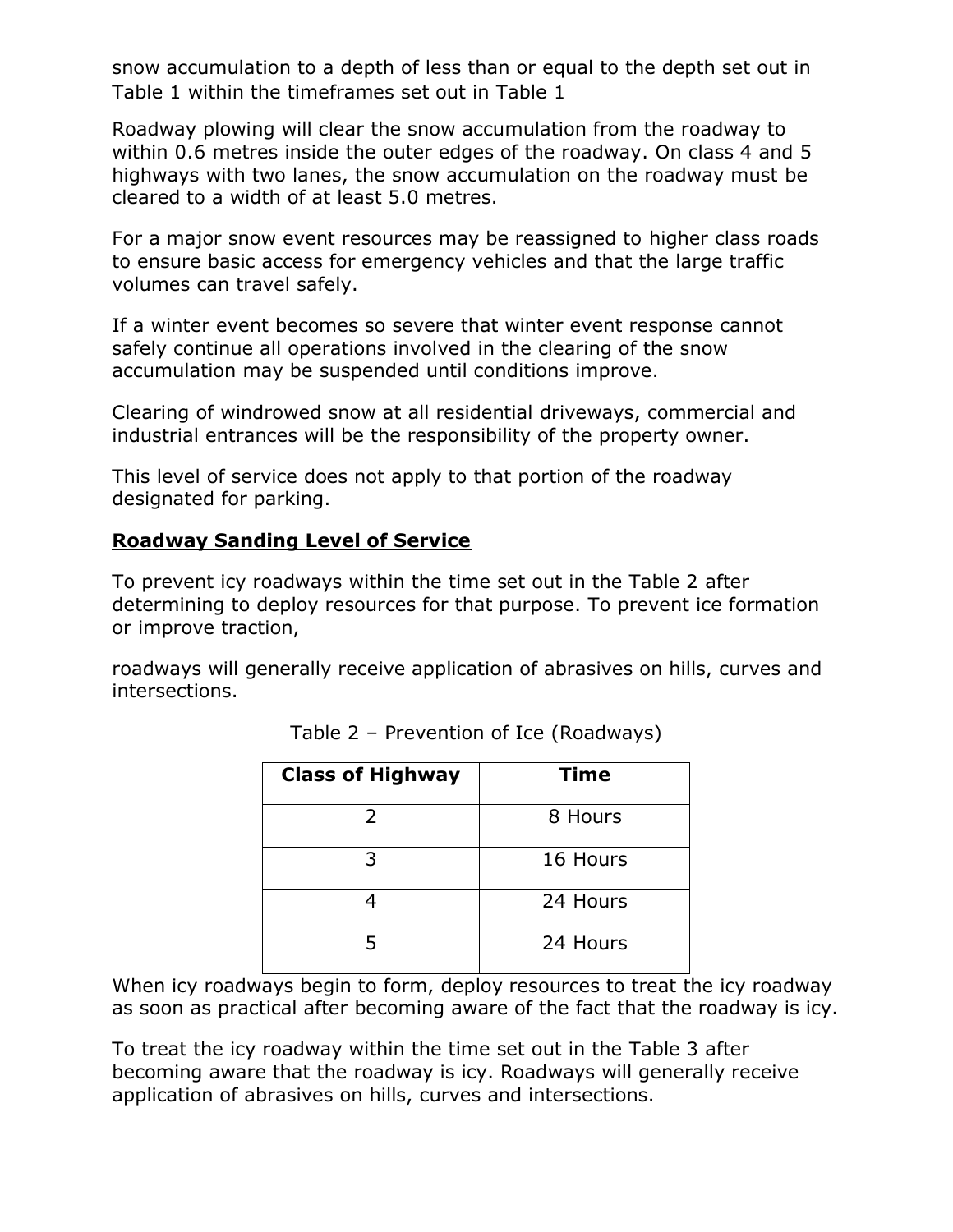snow accumulation to a depth of less than or equal to the depth set out in Table 1 within the timeframes set out in Table 1

Roadway plowing will clear the snow accumulation from the roadway to within 0.6 metres inside the outer edges of the roadway. On class 4 and 5 highways with two lanes, the snow accumulation on the roadway must be cleared to a width of at least 5.0 metres.

For a major snow event resources may be reassigned to higher class roads to ensure basic access for emergency vehicles and that the large traffic volumes can travel safely.

If a winter event becomes so severe that winter event response cannot safely continue all operations involved in the clearing of the snow accumulation may be suspended until conditions improve.

Clearing of windrowed snow at all residential driveways, commercial and industrial entrances will be the responsibility of the property owner.

This level of service does not apply to that portion of the roadway designated for parking.

## Roadway Sanding Level of Service

To prevent icy roadways within the time set out in the Table 2 after determining to deploy resources for that purpose. To prevent ice formation or improve traction,

roadways will generally receive application of abrasives on hills, curves and intersections.

Table 2 – Prevention of Ice (Roadways)

| Class of Highway | Time |
|---|---|
| 2 | 8 Hours |
| 3 | 16 Hours |
| 4 | 24 Hours |
| 5 | 24 Hours |

When icy roadways begin to form, deploy resources to treat the icy roadway as soon as practical after becoming aware of the fact that the roadway is icy.

To treat the icy roadway within the time set out in the Table 3 after becoming aware that the roadway is icy. Roadways will generally receive application of abrasives on hills, curves and intersections.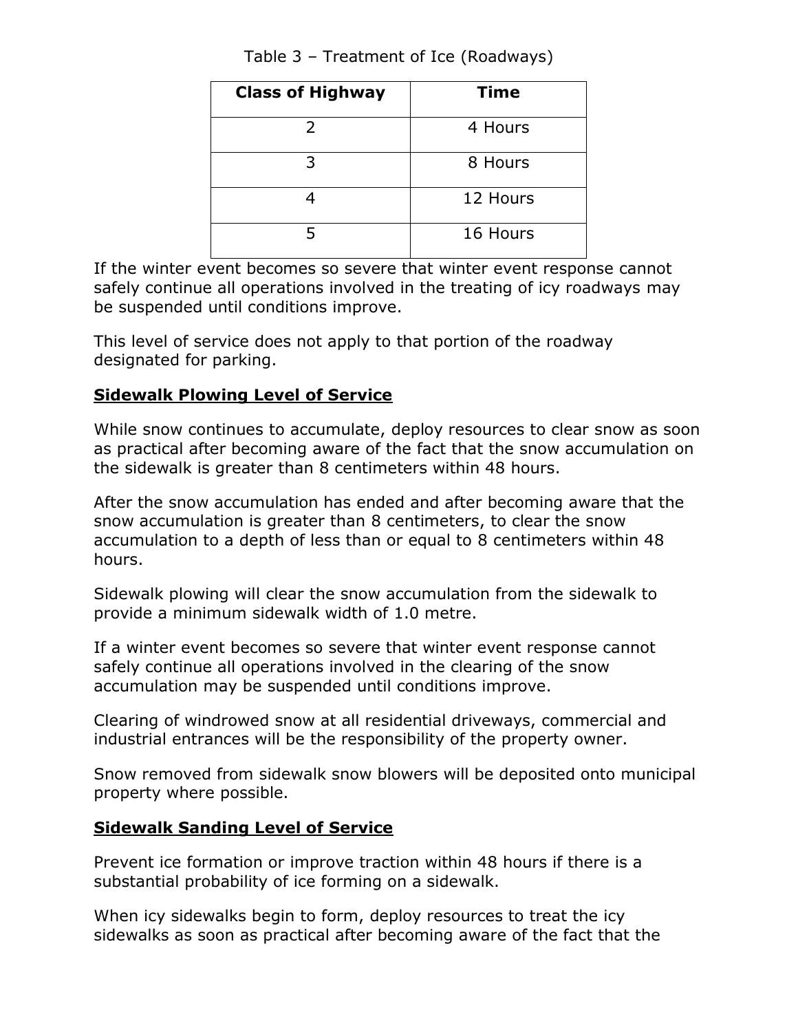Table 3 – Treatment of Ice (Roadways)

| Class of Highway | Time |
| --- | --- |
| 2 | 4 Hours |
| 3 | 8 Hours |
| 4 | 12 Hours |
| 5 | 16 Hours |

If the winter event becomes so severe that winter event response cannot safely continue all operations involved in the treating of icy roadways may be suspended until conditions improve.

This level of service does not apply to that portion of the roadway designated for parking.

## Sidewalk Plowing Level of Service

While snow continues to accumulate, deploy resources to clear snow as soon as practical after becoming aware of the fact that the snow accumulation on the sidewalk is greater than 8 centimeters within 48 hours.

After the snow accumulation has ended and after becoming aware that the snow accumulation is greater than 8 centimeters, to clear the snow accumulation to a depth of less than or equal to 8 centimeters within 48 hours.

Sidewalk plowing will clear the snow accumulation from the sidewalk to provide a minimum sidewalk width of 1.0 metre.

If a winter event becomes so severe that winter event response cannot safely continue all operations involved in the clearing of the snow accumulation may be suspended until conditions improve.

Clearing of windrowed snow at all residential driveways, commercial and industrial entrances will be the responsibility of the property owner.

Snow removed from sidewalk snow blowers will be deposited onto municipal property where possible.

## Sidewalk Sanding Level of Service

Prevent ice formation or improve traction within 48 hours if there is a substantial probability of ice forming on a sidewalk.

When icy sidewalks begin to form, deploy resources to treat the icy sidewalks as soon as practical after becoming aware of the fact that the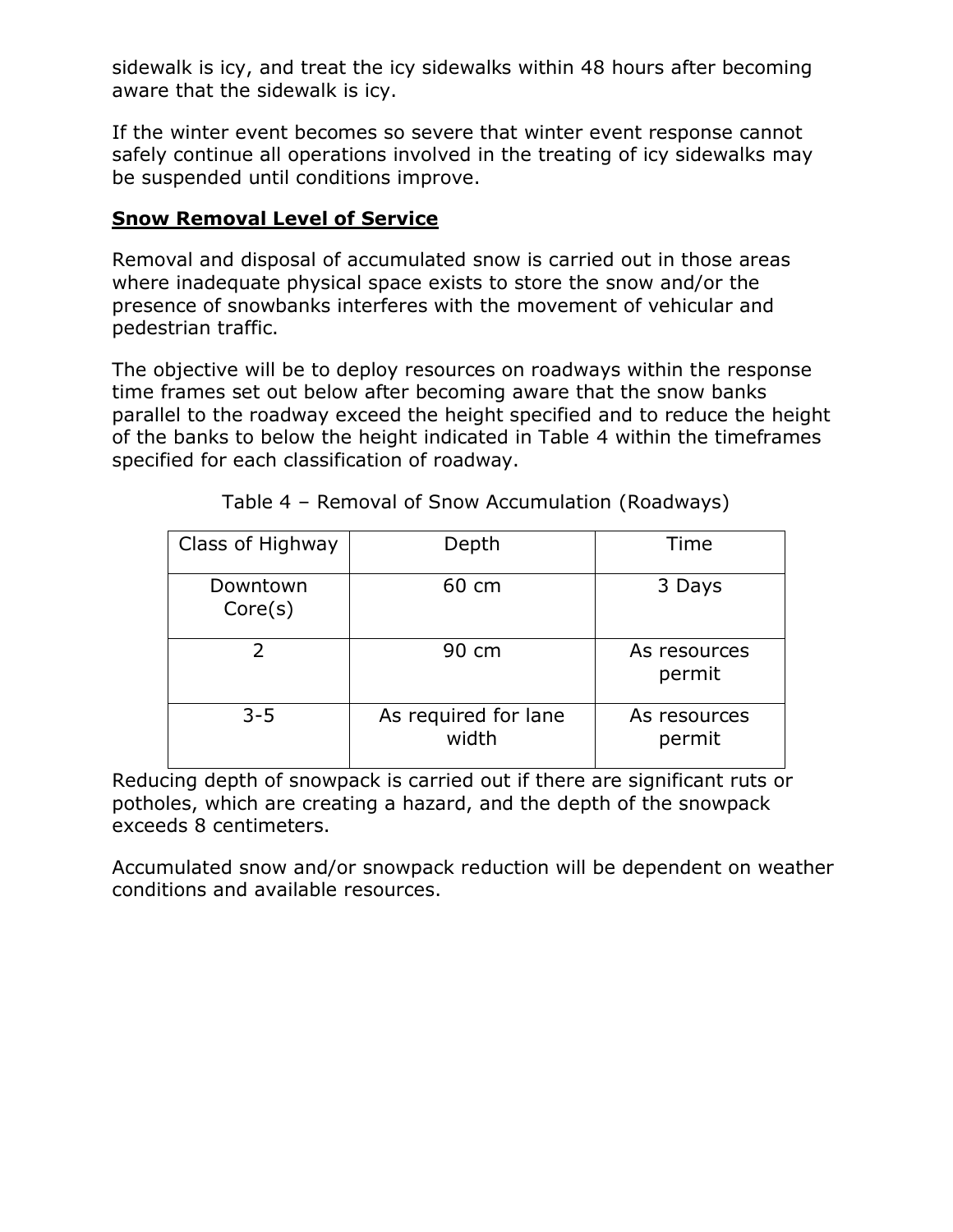sidewalk is icy, and treat the icy sidewalks within 48 hours after becoming aware that the sidewalk is icy.

If the winter event becomes so severe that winter event response cannot safely continue all operations involved in the treating of icy sidewalks may be suspended until conditions improve.

## **Snow Removal Level of Service**

Removal and disposal of accumulated snow is carried out in those areas where inadequate physical space exists to store the snow and/or the presence of snowbanks interferes with the movement of vehicular and pedestrian traffic.

The objective will be to deploy resources on roadways within the response time frames set out below after becoming aware that the snow banks parallel to the roadway exceed the height specified and to reduce the height of the banks to below the height indicated in Table 4 within the timeframes specified for each classification of roadway.

Table 4 – Removal of Snow Accumulation (Roadways)

| Class of Highway | Depth | Time |
|---|---|---|
| Downtown Core(s) | 60 cm | 3 Days |
| 2 | 90 cm | As resources permit |
| 3-5 | As required for lane width | As resources permit |

Reducing depth of snowpack is carried out if there are significant ruts or potholes, which are creating a hazard, and the depth of the snowpack exceeds 8 centimeters.

Accumulated snow and/or snowpack reduction will be dependent on weather conditions and available resources.